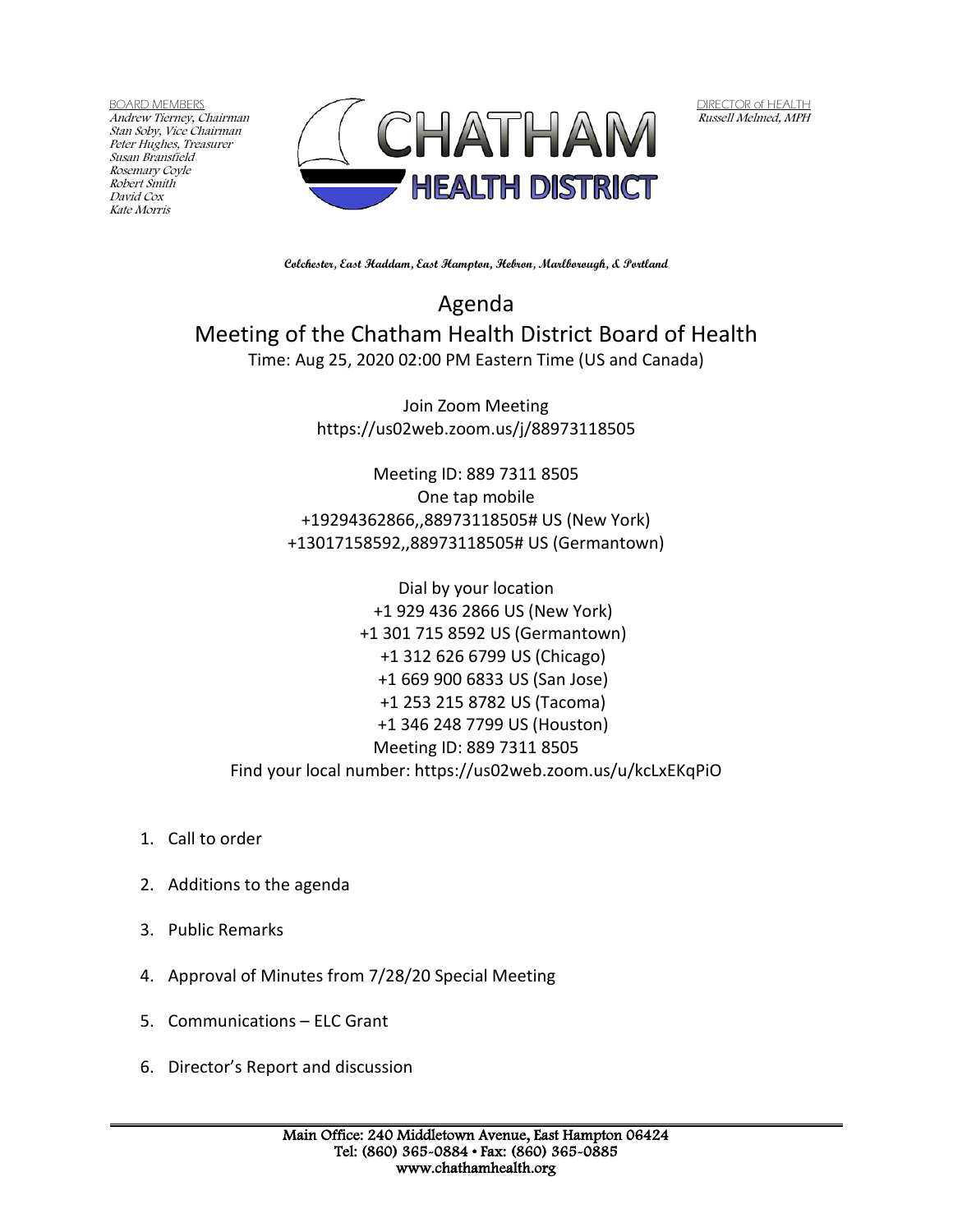BOARD MEMBERS
*Andrew Tierney, Chairman*
*Stan Soby, Vice Chairman*
*Peter Hughes, Treasurer*
*Susan Bransfield*
*Rosemary Coyle*
*Robert Smith*
*David Cox*
*Kate Morris*

DIRECTOR of HEALTH
*Russell Melmed, MPH*

# CHATHAM HEALTH DISTRICT

**Colchester, East Haddam, East Hampton, Hebron, Marlborough, & Portland**

# Agenda

## Meeting of the Chatham Health District Board of Health

Time: Aug 25, 2020 02:00 PM Eastern Time (US and Canada)

Join Zoom Meeting
https://us02web.zoom.us/j/88973118505

Meeting ID: 889 7311 8505
One tap mobile
+19294362866,,88973118505# US (New York)
+13017158592,,88973118505# US (Germantown)

Dial by your location
+1 929 436 2866 US (New York)
+1 301 715 8592 US (Germantown)
+1 312 626 6799 US (Chicago)
+1 669 900 6833 US (San Jose)
+1 253 215 8782 US (Tacoma)
+1 346 248 7799 US (Houston)
Meeting ID: 889 7311 8505
Find your local number: https://us02web.zoom.us/u/kcLxEKqPiO

1. Call to order
2. Additions to the agenda
3. Public Remarks
4. Approval of Minutes from 7/28/20 Special Meeting
5. Communications – ELC Grant
6. Director's Report and discussion

Main Office: 240 Middletown Avenue, East Hampton 06424
Tel: (860) 365-0884 • Fax: (860) 365-0885
www.chathamhealth.org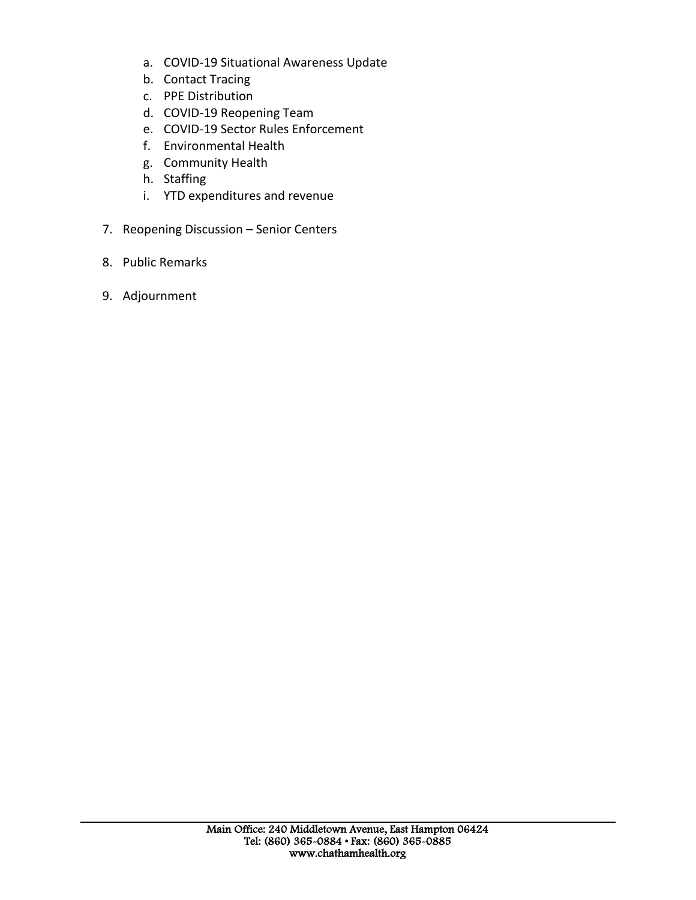a. COVID-19 Situational Awareness Update
   b. Contact Tracing
   c. PPE Distribution
   d. COVID-19 Reopening Team
   e. COVID-19 Sector Rules Enforcement
   f. Environmental Health
   g. Community Health
   h. Staffing
   i. YTD expenditures and revenue

7. Reopening Discussion – Senior Centers

8. Public Remarks

9. Adjournment

Main Office: 240 Middletown Avenue, East Hampton 06424
Tel: (860) 365-0884 • Fax: (860) 365-0885
www.chathamhealth.org